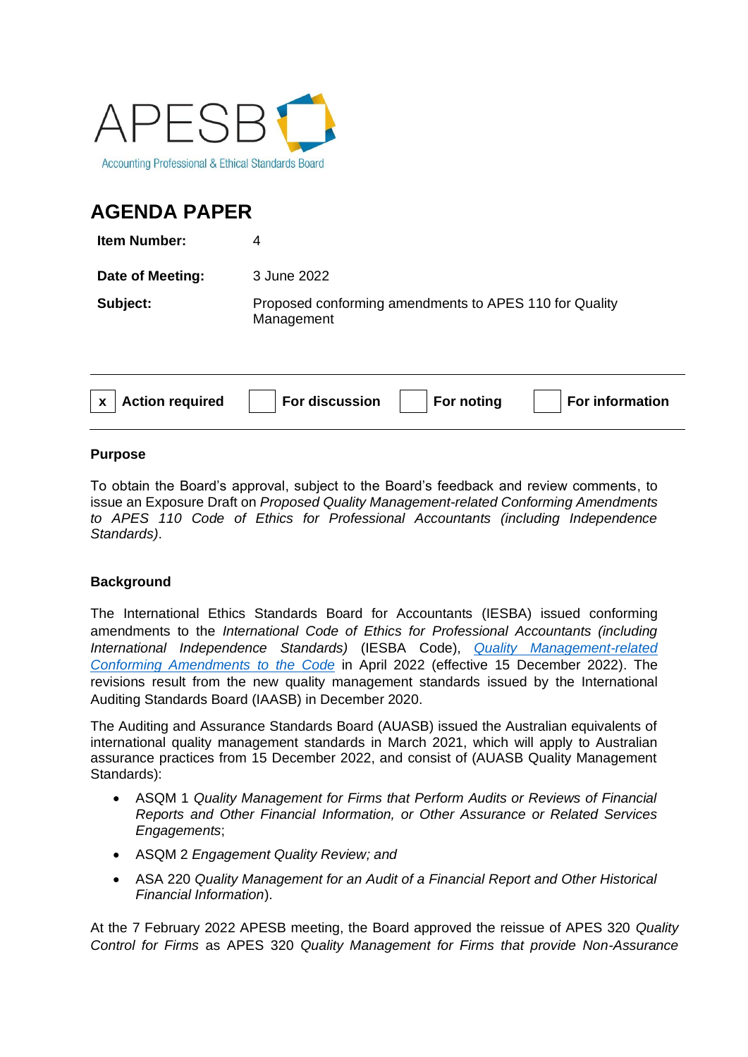APESB

Accounting Professional & Ethical Standards Board

# AGENDA PAPER

| | |
|---|---|
| **Item Number:** | 4 |
| **Date of Meeting:** | 3 June 2022 |
| **Subject:** | Proposed conforming amendments to APES 110 for Quality Management |

| | | | | | | | |
|---|---|---|---|---|---|---|---|
| x | **Action required** | | **For discussion** | | **For noting** | | **For information** |

**Purpose**

To obtain the Board's approval, subject to the Board's feedback and review comments, to issue an Exposure Draft on *Proposed Quality Management-related Conforming Amendments to APES 110 Code of Ethics for Professional Accountants (including Independence Standards)*.

**Background**

The International Ethics Standards Board for Accountants (IESBA) issued conforming amendments to the *International Code of Ethics for Professional Accountants (including International Independence Standards)* (IESBA Code), *Quality Management-related Conforming Amendments to the Code* in April 2022 (effective 15 December 2022). The revisions result from the new quality management standards issued by the International Auditing Standards Board (IAASB) in December 2020.

The Auditing and Assurance Standards Board (AUASB) issued the Australian equivalents of international quality management standards in March 2021, which will apply to Australian assurance practices from 15 December 2022, and consist of (AUASB Quality Management Standards):

- ASQM 1 *Quality Management for Firms that Perform Audits or Reviews of Financial Reports and Other Financial Information, or Other Assurance or Related Services Engagements*;
- ASQM 2 *Engagement Quality Review; and*
- ASA 220 *Quality Management for an Audit of a Financial Report and Other Historical Financial Information*).

At the 7 February 2022 APESB meeting, the Board approved the reissue of APES 320 *Quality Control for Firms* as APES 320 *Quality Management for Firms that provide Non-Assurance*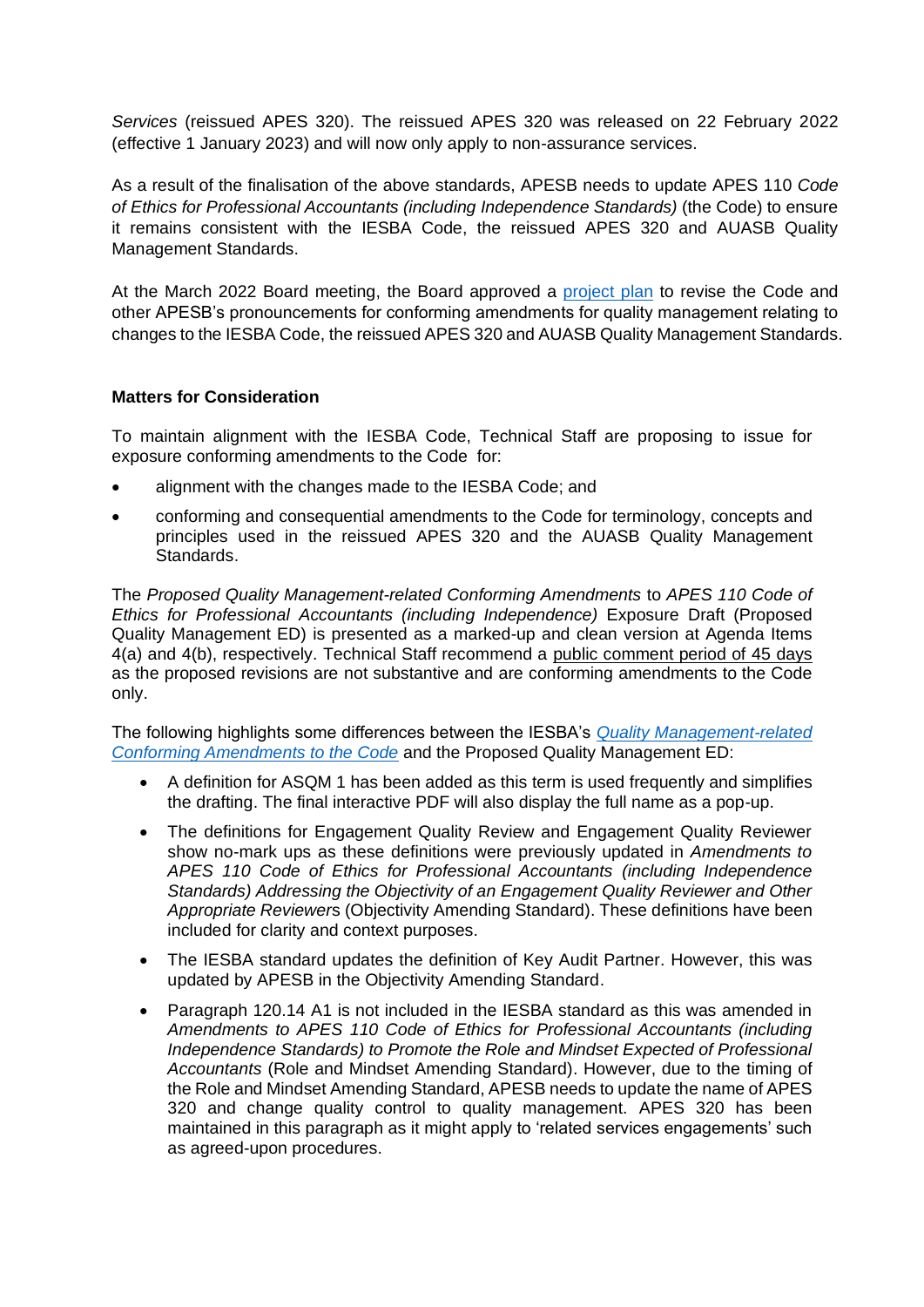*Services* (reissued APES 320). The reissued APES 320 was released on 22 February 2022 (effective 1 January 2023) and will now only apply to non-assurance services.

As a result of the finalisation of the above standards, APESB needs to update APES 110 *Code of Ethics for Professional Accountants (including Independence Standards)* (the Code) to ensure it remains consistent with the IESBA Code, the reissued APES 320 and AUASB Quality Management Standards.

At the March 2022 Board meeting, the Board approved a project plan to revise the Code and other APESB's pronouncements for conforming amendments for quality management relating to changes to the IESBA Code, the reissued APES 320 and AUASB Quality Management Standards.

**Matters for Consideration**

To maintain alignment with the IESBA Code, Technical Staff are proposing to issue for exposure conforming amendments to the Code for:

- alignment with the changes made to the IESBA Code; and
- conforming and consequential amendments to the Code for terminology, concepts and principles used in the reissued APES 320 and the AUASB Quality Management Standards.

The *Proposed Quality Management-related Conforming Amendments* to *APES 110 Code of Ethics for Professional Accountants (including Independence)* Exposure Draft (Proposed Quality Management ED) is presented as a marked-up and clean version at Agenda Items 4(a) and 4(b), respectively. Technical Staff recommend a public comment period of 45 days as the proposed revisions are not substantive and are conforming amendments to the Code only.

The following highlights some differences between the IESBA's *Quality Management-related Conforming Amendments to the Code* and the Proposed Quality Management ED:

- A definition for ASQM 1 has been added as this term is used frequently and simplifies the drafting. The final interactive PDF will also display the full name as a pop-up.
- The definitions for Engagement Quality Review and Engagement Quality Reviewer show no-mark ups as these definitions were previously updated in *Amendments to APES 110 Code of Ethics for Professional Accountants (including Independence Standards) Addressing the Objectivity of an Engagement Quality Reviewer and Other Appropriate Reviewer*s (Objectivity Amending Standard). These definitions have been included for clarity and context purposes.
- The IESBA standard updates the definition of Key Audit Partner. However, this was updated by APESB in the Objectivity Amending Standard.
- Paragraph 120.14 A1 is not included in the IESBA standard as this was amended in *Amendments to APES 110 Code of Ethics for Professional Accountants (including Independence Standards) to Promote the Role and Mindset Expected of Professional Accountants* (Role and Mindset Amending Standard). However, due to the timing of the Role and Mindset Amending Standard, APESB needs to update the name of APES 320 and change quality control to quality management. APES 320 has been maintained in this paragraph as it might apply to 'related services engagements' such as agreed-upon procedures.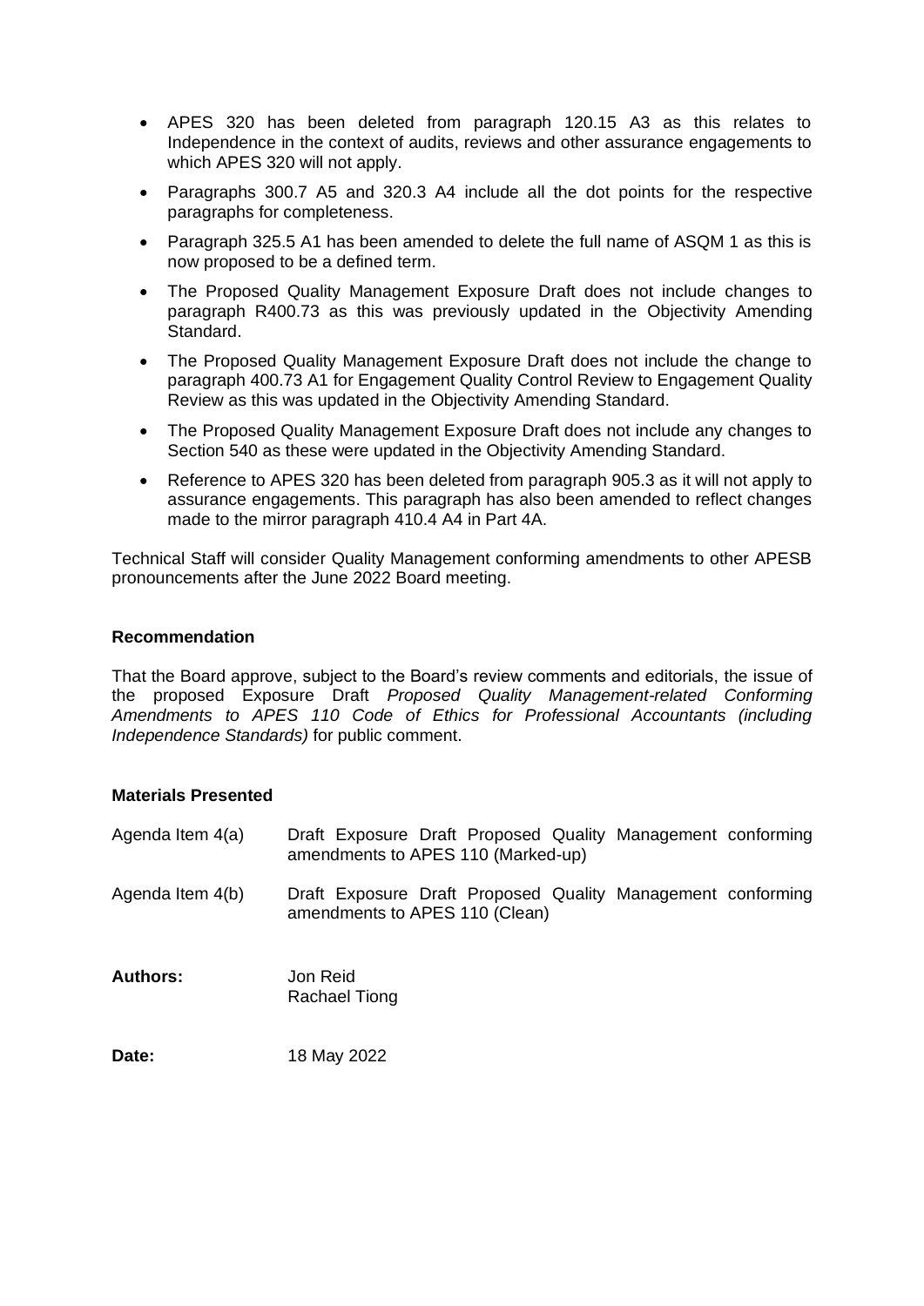- APES 320 has been deleted from paragraph 120.15 A3 as this relates to Independence in the context of audits, reviews and other assurance engagements to which APES 320 will not apply.
- Paragraphs 300.7 A5 and 320.3 A4 include all the dot points for the respective paragraphs for completeness.
- Paragraph 325.5 A1 has been amended to delete the full name of ASQM 1 as this is now proposed to be a defined term.
- The Proposed Quality Management Exposure Draft does not include changes to paragraph R400.73 as this was previously updated in the Objectivity Amending Standard.
- The Proposed Quality Management Exposure Draft does not include the change to paragraph 400.73 A1 for Engagement Quality Control Review to Engagement Quality Review as this was updated in the Objectivity Amending Standard.
- The Proposed Quality Management Exposure Draft does not include any changes to Section 540 as these were updated in the Objectivity Amending Standard.
- Reference to APES 320 has been deleted from paragraph 905.3 as it will not apply to assurance engagements. This paragraph has also been amended to reflect changes made to the mirror paragraph 410.4 A4 in Part 4A.

Technical Staff will consider Quality Management conforming amendments to other APESB pronouncements after the June 2022 Board meeting.

**Recommendation**

That the Board approve, subject to the Board's review comments and editorials, the issue of the proposed Exposure Draft *Proposed Quality Management-related Conforming Amendments to APES 110 Code of Ethics for Professional Accountants (including Independence Standards)* for public comment.

**Materials Presented**

| | |
|---|---|
| Agenda Item 4(a) | Draft Exposure Draft Proposed Quality Management conforming amendments to APES 110 (Marked-up) |
| Agenda Item 4(b) | Draft Exposure Draft Proposed Quality Management conforming amendments to APES 110 (Clean) |

**Authors:** Jon Reid
Rachael Tiong

**Date:** 18 May 2022